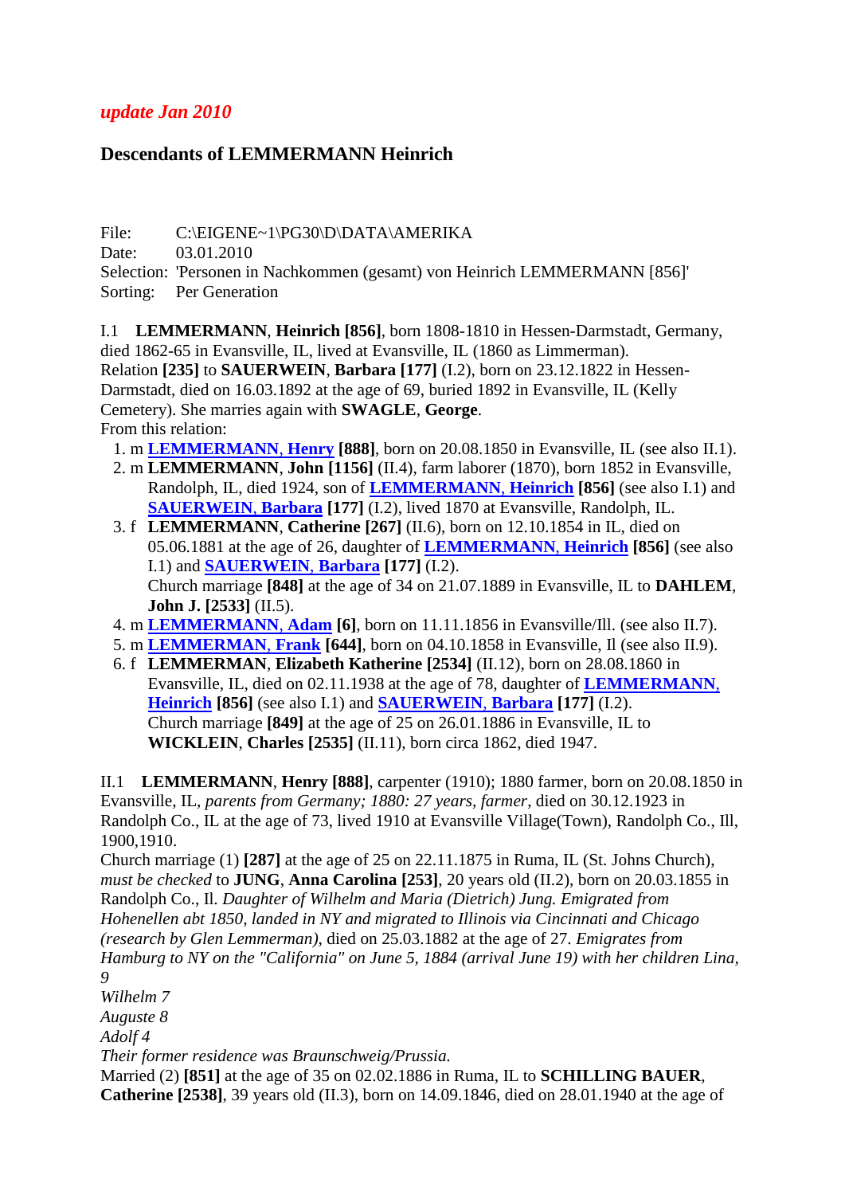*update Jan 2010*

## Descendants of LEMMERMANN Heinrich

File: C:\EIGENE~1\PG30\D\DATA\AMERIKA
Date: 03.01.2010
Selection: 'Personen in Nachkommen (gesamt) von Heinrich LEMMERMANN [856]'
Sorting: Per Generation

I.1 **LEMMERMANN**, **Heinrich [856]**, born 1808-1810 in Hessen-Darmstadt, Germany, died 1862-65 in Evansville, IL, lived at Evansville, IL (1860 as Limmerman).
Relation **[235]** to **SAUERWEIN**, **Barbara [177]** (I.2), born on 23.12.1822 in Hessen-Darmstadt, died on 16.03.1892 at the age of 69, buried 1892 in Evansville, IL (Kelly Cemetery). She marries again with **SWAGLE**, **George**.
From this relation:

1. m **LEMMERMANN, Henry [888]**, born on 20.08.1850 in Evansville, IL (see also II.1).
2. m **LEMMERMANN**, **John [1156]** (II.4), farm laborer (1870), born 1852 in Evansville, Randolph, IL, died 1924, son of **LEMMERMANN, Heinrich [856]** (see also I.1) and **SAUERWEIN, Barbara [177]** (I.2), lived 1870 at Evansville, Randolph, IL.
3. f **LEMMERMANN**, **Catherine [267]** (II.6), born on 12.10.1854 in IL, died on 05.06.1881 at the age of 26, daughter of **LEMMERMANN, Heinrich [856]** (see also I.1) and **SAUERWEIN, Barbara [177]** (I.2).
   Church marriage **[848]** at the age of 34 on 21.07.1889 in Evansville, IL to **DAHLEM**, **John J. [2533]** (II.5).
4. m **LEMMERMANN, Adam [6]**, born on 11.11.1856 in Evansville/Ill. (see also II.7).
5. m **LEMMERMAN, Frank [644]**, born on 04.10.1858 in Evansville, Il (see also II.9).
6. f **LEMMERMAN**, **Elizabeth Katherine [2534]** (II.12), born on 28.08.1860 in Evansville, IL, died on 02.11.1938 at the age of 78, daughter of **LEMMERMANN, Heinrich [856]** (see also I.1) and **SAUERWEIN, Barbara [177]** (I.2).
   Church marriage **[849]** at the age of 25 on 26.01.1886 in Evansville, IL to **WICKLEIN**, **Charles [2535]** (II.11), born circa 1862, died 1947.

II.1 **LEMMERMANN**, **Henry [888]**, carpenter (1910); 1880 farmer, born on 20.08.1850 in Evansville, IL, *parents from Germany; 1880: 27 years, farmer*, died on 30.12.1923 in Randolph Co., IL at the age of 73, lived 1910 at Evansville Village(Town), Randolph Co., Ill, 1900,1910.
Church marriage (1) **[287]** at the age of 25 on 22.11.1875 in Ruma, IL (St. Johns Church), *must be checked* to **JUNG**, **Anna Carolina [253]**, 20 years old (II.2), born on 20.03.1855 in Randolph Co., Il. *Daughter of Wilhelm and Maria (Dietrich) Jung. Emigrated from Hohenellen abt 1850, landed in NY and migrated to Illinois via Cincinnati and Chicago (research by Glen Lemmerman)*, died on 25.03.1882 at the age of 27. *Emigrates from Hamburg to NY on the "California" on June 5, 1884 (arrival June 19) with her children Lina, 9*
*Wilhelm 7*
*Auguste 8*
*Adolf 4*
*Their former residence was Braunschweig/Prussia.*
Married (2) **[851]** at the age of 35 on 02.02.1886 in Ruma, IL to **SCHILLING BAUER**, **Catherine [2538]**, 39 years old (II.3), born on 14.09.1846, died on 28.01.1940 at the age of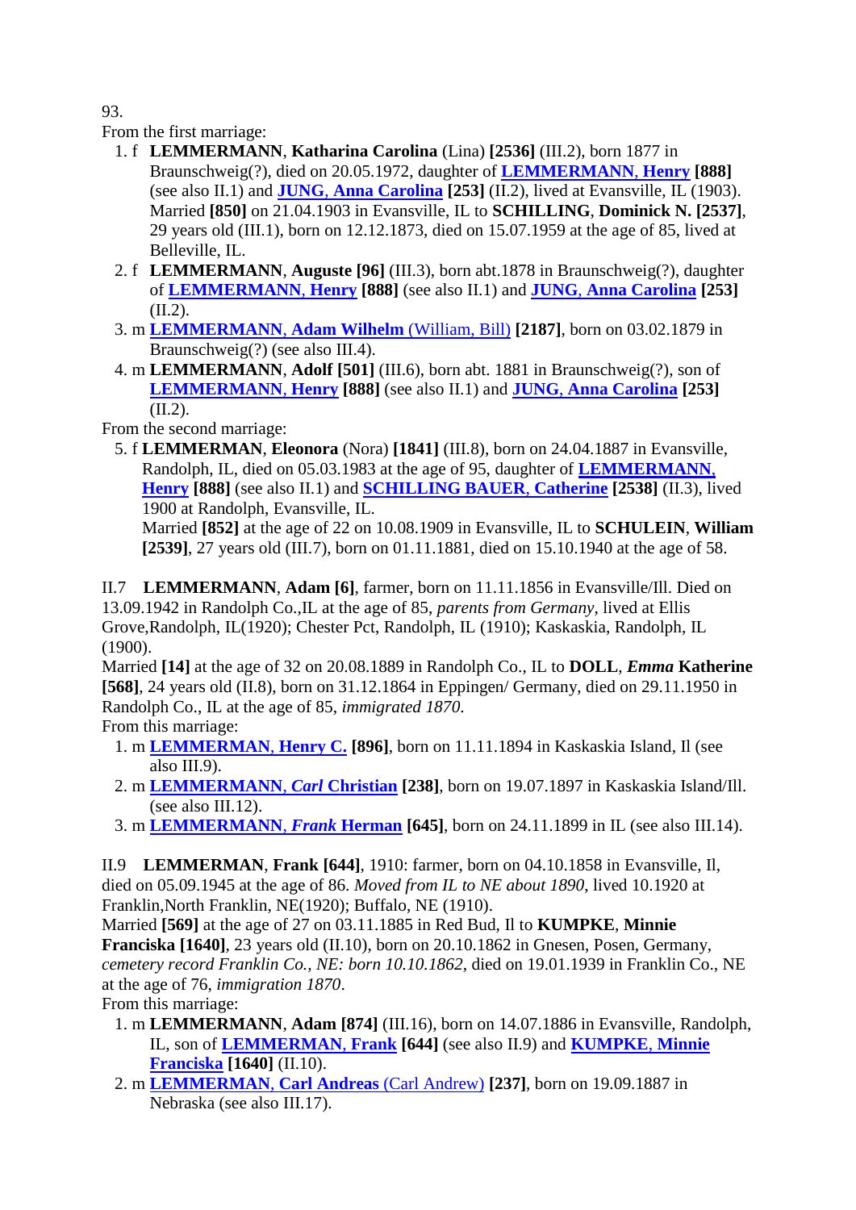93.

From the first marriage:

1. f **LEMMERMANN**, **Katharina Carolina** (Lina) **[2536]** (III.2), born 1877 in Braunschweig(?), died on 20.05.1972, daughter of **LEMMERMANN, Henry [888]** (see also II.1) and **JUNG, Anna Carolina [253]** (II.2), lived at Evansville, IL (1903).
   Married **[850]** on 21.04.1903 in Evansville, IL to **SCHILLING**, **Dominick N. [2537]**, 29 years old (III.1), born on 12.12.1873, died on 15.07.1959 at the age of 85, lived at Belleville, IL.
2. f **LEMMERMANN**, **Auguste [96]** (III.3), born abt.1878 in Braunschweig(?), daughter of **LEMMERMANN, Henry [888]** (see also II.1) and **JUNG, Anna Carolina [253]** (II.2).
3. m **LEMMERMANN, Adam Wilhelm** (William, Bill) **[2187]**, born on 03.02.1879 in Braunschweig(?) (see also III.4).
4. m **LEMMERMANN**, **Adolf [501]** (III.6), born abt. 1881 in Braunschweig(?), son of **LEMMERMANN, Henry [888]** (see also II.1) and **JUNG, Anna Carolina [253]** (II.2).

From the second marriage:

5. f **LEMMERMAN**, **Eleonora** (Nora) **[1841]** (III.8), born on 24.04.1887 in Evansville, Randolph, IL, died on 05.03.1983 at the age of 95, daughter of **LEMMERMANN, Henry [888]** (see also II.1) and **SCHILLING BAUER, Catherine [2538]** (II.3), lived 1900 at Randolph, Evansville, IL.
   Married **[852]** at the age of 22 on 10.08.1909 in Evansville, IL to **SCHULEIN**, **William [2539]**, 27 years old (III.7), born on 01.11.1881, died on 15.10.1940 at the age of 58.

II.7 **LEMMERMANN**, **Adam [6]**, farmer, born on 11.11.1856 in Evansville/Ill. Died on 13.09.1942 in Randolph Co.,IL at the age of 85, *parents from Germany*, lived at Ellis Grove,Randolph, IL(1920); Chester Pct, Randolph, IL (1910); Kaskaskia, Randolph, IL (1900).
Married **[14]** at the age of 32 on 20.08.1889 in Randolph Co., IL to **DOLL**, ***Emma*** **Katherine [568]**, 24 years old (II.8), born on 31.12.1864 in Eppingen/ Germany, died on 29.11.1950 in Randolph Co., IL at the age of 85, *immigrated 1870*.
From this marriage:

1. m **LEMMERMAN, Henry C. [896]**, born on 11.11.1894 in Kaskaskia Island, Il (see also III.9).
2. m **LEMMERMANN, *Carl* Christian [238]**, born on 19.07.1897 in Kaskaskia Island/Ill. (see also III.12).
3. m **LEMMERMANN, *Frank* Herman [645]**, born on 24.11.1899 in IL (see also III.14).

II.9 **LEMMERMAN**, **Frank [644]**, 1910: farmer, born on 04.10.1858 in Evansville, Il, died on 05.09.1945 at the age of 86. *Moved from IL to NE about 1890*, lived 10.1920 at Franklin,North Franklin, NE(1920); Buffalo, NE (1910).
Married **[569]** at the age of 27 on 03.11.1885 in Red Bud, Il to **KUMPKE**, **Minnie Franciska [1640]**, 23 years old (II.10), born on 20.10.1862 in Gnesen, Posen, Germany, *cemetery record Franklin Co., NE: born 10.10.1862*, died on 19.01.1939 in Franklin Co., NE at the age of 76, *immigration 1870*.
From this marriage:

1. m **LEMMERMANN**, **Adam [874]** (III.16), born on 14.07.1886 in Evansville, Randolph, IL, son of **LEMMERMAN, Frank [644]** (see also II.9) and **KUMPKE, Minnie Franciska [1640]** (II.10).
2. m **LEMMERMAN, Carl Andreas** (Carl Andrew) **[237]**, born on 19.09.1887 in Nebraska (see also III.17).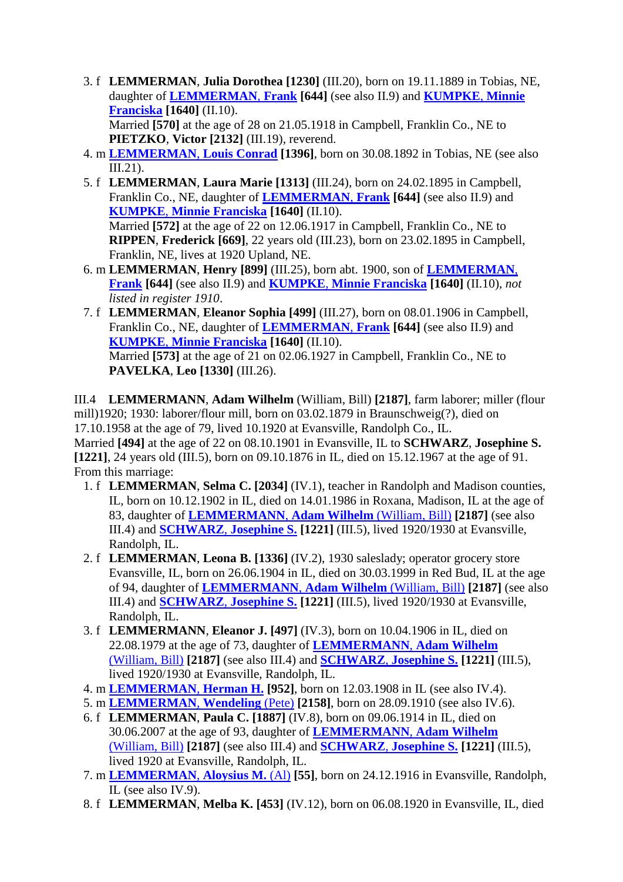3. f **LEMMERMAN**, **Julia Dorothea [1230]** (III.20), born on 19.11.1889 in Tobias, NE, daughter of **LEMMERMAN, Frank [644]** (see also II.9) and **KUMPKE, Minnie Franciska [1640]** (II.10).
   Married **[570]** at the age of 28 on 21.05.1918 in Campbell, Franklin Co., NE to **PIETZKO**, **Victor [2132]** (III.19), reverend.
4. m **LEMMERMAN, Louis Conrad [1396]**, born on 30.08.1892 in Tobias, NE (see also III.21).
5. f **LEMMERMAN**, **Laura Marie [1313]** (III.24), born on 24.02.1895 in Campbell, Franklin Co., NE, daughter of **LEMMERMAN, Frank [644]** (see also II.9) and **KUMPKE, Minnie Franciska [1640]** (II.10).
   Married **[572]** at the age of 22 on 12.06.1917 in Campbell, Franklin Co., NE to **RIPPEN**, **Frederick [669]**, 22 years old (III.23), born on 23.02.1895 in Campbell, Franklin, NE, lives at 1920 Upland, NE.
6. m **LEMMERMAN**, **Henry [899]** (III.25), born abt. 1900, son of **LEMMERMAN, Frank [644]** (see also II.9) and **KUMPKE, Minnie Franciska [1640]** (II.10), *not listed in register 1910*.
7. f **LEMMERMAN**, **Eleanor Sophia [499]** (III.27), born on 08.01.1906 in Campbell, Franklin Co., NE, daughter of **LEMMERMAN, Frank [644]** (see also II.9) and **KUMPKE, Minnie Franciska [1640]** (II.10).
   Married **[573]** at the age of 21 on 02.06.1927 in Campbell, Franklin Co., NE to **PAVELKA**, **Leo [1330]** (III.26).

III.4 **LEMMERMANN**, **Adam Wilhelm** (William, Bill) **[2187]**, farm laborer; miller (flour mill)1920; 1930: laborer/flour mill, born on 03.02.1879 in Braunschweig(?), died on 17.10.1958 at the age of 79, lived 10.1920 at Evansville, Randolph Co., IL.
Married **[494]** at the age of 22 on 08.10.1901 in Evansville, IL to **SCHWARZ**, **Josephine S. [1221]**, 24 years old (III.5), born on 09.10.1876 in IL, died on 15.12.1967 at the age of 91.
From this marriage:

1. f **LEMMERMAN**, **Selma C. [2034]** (IV.1), teacher in Randolph and Madison counties, IL, born on 10.12.1902 in IL, died on 14.01.1986 in Roxana, Madison, IL at the age of 83, daughter of **LEMMERMANN, Adam Wilhelm** (William, Bill) **[2187]** (see also III.4) and **SCHWARZ, Josephine S. [1221]** (III.5), lived 1920/1930 at Evansville, Randolph, IL.
2. f **LEMMERMAN**, **Leona B. [1336]** (IV.2), 1930 saleslady; operator grocery store Evansville, IL, born on 26.06.1904 in IL, died on 30.03.1999 in Red Bud, IL at the age of 94, daughter of **LEMMERMANN, Adam Wilhelm** (William, Bill) **[2187]** (see also III.4) and **SCHWARZ, Josephine S. [1221]** (III.5), lived 1920/1930 at Evansville, Randolph, IL.
3. f **LEMMERMANN**, **Eleanor J. [497]** (IV.3), born on 10.04.1906 in IL, died on 22.08.1979 at the age of 73, daughter of **LEMMERMANN, Adam Wilhelm** (William, Bill) **[2187]** (see also III.4) and **SCHWARZ, Josephine S. [1221]** (III.5), lived 1920/1930 at Evansville, Randolph, IL.
4. m **LEMMERMAN, Herman H. [952]**, born on 12.03.1908 in IL (see also IV.4).
5. m **LEMMERMAN, Wendeling** (Pete) **[2158]**, born on 28.09.1910 (see also IV.6).
6. f **LEMMERMAN**, **Paula C. [1887]** (IV.8), born on 09.06.1914 in IL, died on 30.06.2007 at the age of 93, daughter of **LEMMERMANN, Adam Wilhelm** (William, Bill) **[2187]** (see also III.4) and **SCHWARZ, Josephine S. [1221]** (III.5), lived 1920 at Evansville, Randolph, IL.
7. m **LEMMERMAN, Aloysius M.** (Al) **[55]**, born on 24.12.1916 in Evansville, Randolph, IL (see also IV.9).
8. f **LEMMERMAN**, **Melba K. [453]** (IV.12), born on 06.08.1920 in Evansville, IL, died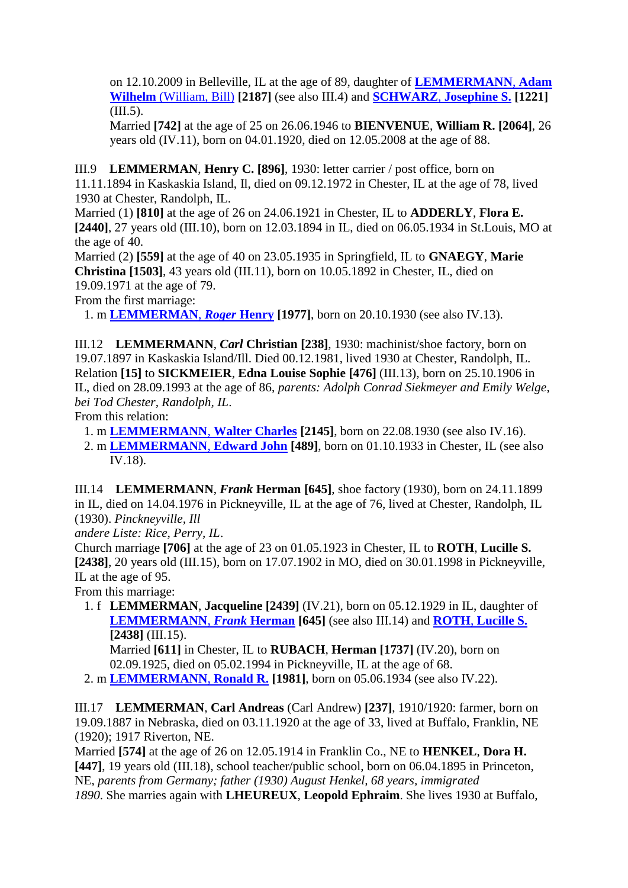on 12.10.2009 in Belleville, IL at the age of 89, daughter of **LEMMERMANN, Adam Wilhelm** (William, Bill) **[2187]** (see also III.4) and **SCHWARZ, Josephine S. [1221]** (III.5).
Married **[742]** at the age of 25 on 26.06.1946 to **BIENVENUE**, **William R. [2064]**, 26 years old (IV.11), born on 04.01.1920, died on 12.05.2008 at the age of 88.

III.9 **LEMMERMAN**, **Henry C. [896]**, 1930: letter carrier / post office, born on 11.11.1894 in Kaskaskia Island, Il, died on 09.12.1972 in Chester, IL at the age of 78, lived 1930 at Chester, Randolph, IL.
Married (1) **[810]** at the age of 26 on 24.06.1921 in Chester, IL to **ADDERLY**, **Flora E. [2440]**, 27 years old (III.10), born on 12.03.1894 in IL, died on 06.05.1934 in St.Louis, MO at the age of 40.
Married (2) **[559]** at the age of 40 on 23.05.1935 in Springfield, IL to **GNAEGY**, **Marie Christina [1503]**, 43 years old (III.11), born on 10.05.1892 in Chester, IL, died on 19.09.1971 at the age of 79.
From the first marriage:

1. m **LEMMERMAN, *Roger* Henry [1977]**, born on 20.10.1930 (see also IV.13).

III.12 **LEMMERMANN**, ***Carl* Christian [238]**, 1930: machinist/shoe factory, born on 19.07.1897 in Kaskaskia Island/Ill. Died 00.12.1981, lived 1930 at Chester, Randolph, IL.
Relation **[15]** to **SICKMEIER**, **Edna Louise Sophie [476]** (III.13), born on 25.10.1906 in IL, died on 28.09.1993 at the age of 86, *parents: Adolph Conrad Siekmeyer and Emily Welge, bei Tod Chester, Randolph, IL*.
From this relation:

1. m **LEMMERMANN, Walter Charles [2145]**, born on 22.08.1930 (see also IV.16).
2. m **LEMMERMANN, Edward John [489]**, born on 01.10.1933 in Chester, IL (see also IV.18).

III.14 **LEMMERMANN**, ***Frank* Herman [645]**, shoe factory (1930), born on 24.11.1899 in IL, died on 14.04.1976 in Pickneyville, IL at the age of 76, lived at Chester, Randolph, IL (1930). *Pinckneyville, Ill*
*andere Liste: Rice, Perry, IL*.
Church marriage **[706]** at the age of 23 on 01.05.1923 in Chester, IL to **ROTH**, **Lucille S. [2438]**, 20 years old (III.15), born on 17.07.1902 in MO, died on 30.01.1998 in Pickneyville, IL at the age of 95.
From this marriage:

1. f **LEMMERMAN**, **Jacqueline [2439]** (IV.21), born on 05.12.1929 in IL, daughter of **LEMMERMANN, *Frank* Herman [645]** (see also III.14) and **ROTH, Lucille S. [2438]** (III.15).
   Married **[611]** in Chester, IL to **RUBACH**, **Herman [1737]** (IV.20), born on 02.09.1925, died on 05.02.1994 in Pickneyville, IL at the age of 68.
2. m **LEMMERMANN, Ronald R. [1981]**, born on 05.06.1934 (see also IV.22).

III.17 **LEMMERMAN**, **Carl Andreas** (Carl Andrew) **[237]**, 1910/1920: farmer, born on 19.09.1887 in Nebraska, died on 03.11.1920 at the age of 33, lived at Buffalo, Franklin, NE (1920); 1917 Riverton, NE.
Married **[574]** at the age of 26 on 12.05.1914 in Franklin Co., NE to **HENKEL**, **Dora H. [447]**, 19 years old (III.18), school teacher/public school, born on 06.04.1895 in Princeton, NE, *parents from Germany; father (1930) August Henkel, 68 years, immigrated 1890*. She marries again with **LHEUREUX**, **Leopold Ephraim**. She lives 1930 at Buffalo,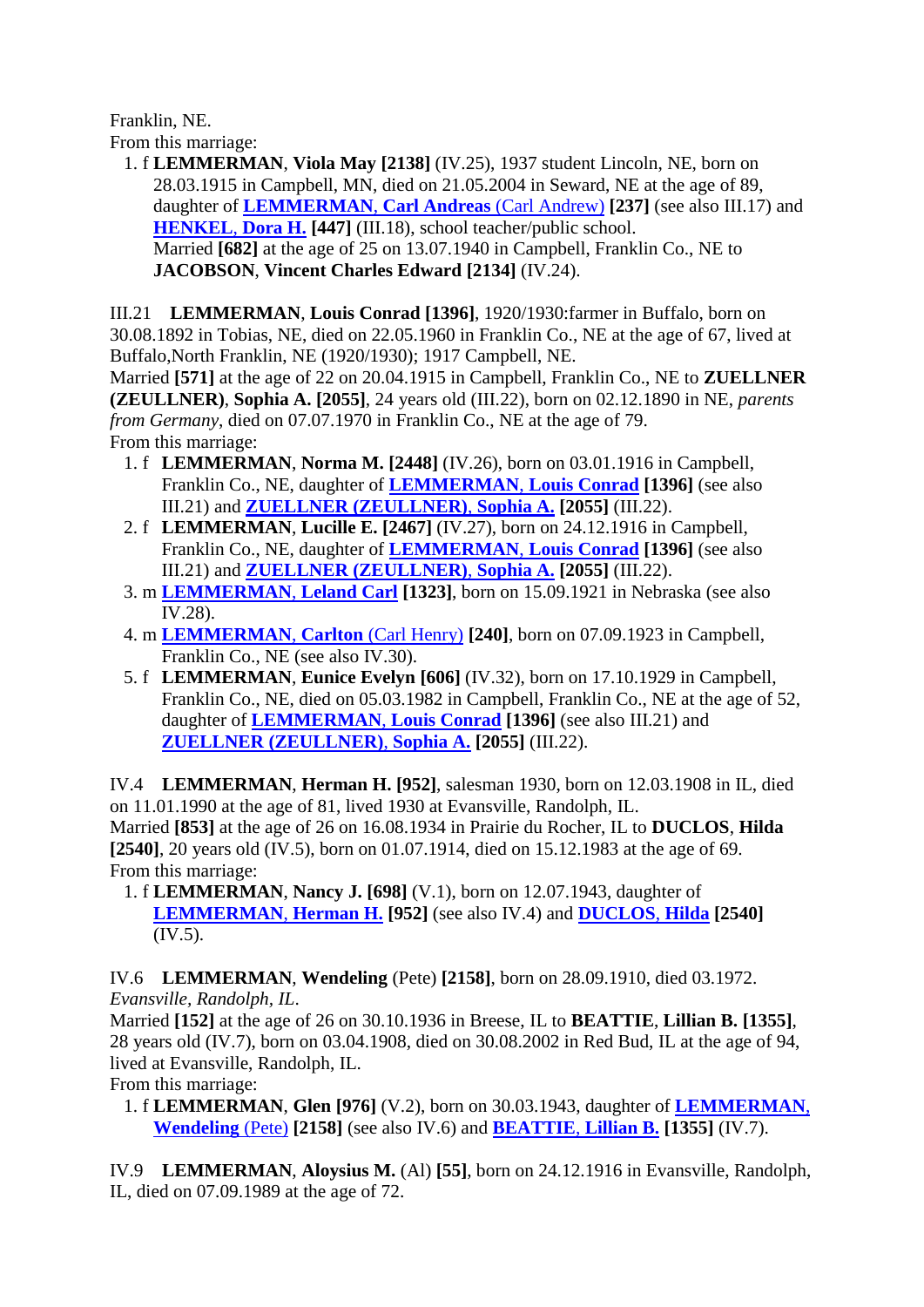Franklin, NE.
From this marriage:

1. f **LEMMERMAN**, **Viola May [2138]** (IV.25), 1937 student Lincoln, NE, born on 28.03.1915 in Campbell, MN, died on 21.05.2004 in Seward, NE at the age of 89, daughter of **LEMMERMAN**, **Carl Andreas** (Carl Andrew) **[237]** (see also III.17) and **HENKEL**, **Dora H. [447]** (III.18), school teacher/public school.
   Married **[682]** at the age of 25 on 13.07.1940 in Campbell, Franklin Co., NE to **JACOBSON**, **Vincent Charles Edward [2134]** (IV.24).

III.21 **LEMMERMAN**, **Louis Conrad [1396]**, 1920/1930:farmer in Buffalo, born on 30.08.1892 in Tobias, NE, died on 22.05.1960 in Franklin Co., NE at the age of 67, lived at Buffalo,North Franklin, NE (1920/1930); 1917 Campbell, NE.
Married **[571]** at the age of 22 on 20.04.1915 in Campbell, Franklin Co., NE to **ZUELLNER (ZEULLNER)**, **Sophia A. [2055]**, 24 years old (III.22), born on 02.12.1890 in NE, *parents from Germany*, died on 07.07.1970 in Franklin Co., NE at the age of 79.
From this marriage:

1. f **LEMMERMAN**, **Norma M. [2448]** (IV.26), born on 03.01.1916 in Campbell, Franklin Co., NE, daughter of **LEMMERMAN**, **Louis Conrad [1396]** (see also III.21) and **ZUELLNER (ZEULLNER)**, **Sophia A. [2055]** (III.22).
2. f **LEMMERMAN**, **Lucille E. [2467]** (IV.27), born on 24.12.1916 in Campbell, Franklin Co., NE, daughter of **LEMMERMAN**, **Louis Conrad [1396]** (see also III.21) and **ZUELLNER (ZEULLNER)**, **Sophia A. [2055]** (III.22).
3. m **LEMMERMAN**, **Leland Carl [1323]**, born on 15.09.1921 in Nebraska (see also IV.28).
4. m **LEMMERMAN**, **Carlton** (Carl Henry) **[240]**, born on 07.09.1923 in Campbell, Franklin Co., NE (see also IV.30).
5. f **LEMMERMAN**, **Eunice Evelyn [606]** (IV.32), born on 17.10.1929 in Campbell, Franklin Co., NE, died on 05.03.1982 in Campbell, Franklin Co., NE at the age of 52, daughter of **LEMMERMAN**, **Louis Conrad [1396]** (see also III.21) and **ZUELLNER (ZEULLNER)**, **Sophia A. [2055]** (III.22).

IV.4 **LEMMERMAN**, **Herman H. [952]**, salesman 1930, born on 12.03.1908 in IL, died on 11.01.1990 at the age of 81, lived 1930 at Evansville, Randolph, IL.
Married **[853]** at the age of 26 on 16.08.1934 in Prairie du Rocher, IL to **DUCLOS**, **Hilda [2540]**, 20 years old (IV.5), born on 01.07.1914, died on 15.12.1983 at the age of 69.
From this marriage:

1. f **LEMMERMAN**, **Nancy J. [698]** (V.1), born on 12.07.1943, daughter of **LEMMERMAN**, **Herman H. [952]** (see also IV.4) and **DUCLOS**, **Hilda [2540]** (IV.5).

IV.6 **LEMMERMAN**, **Wendeling** (Pete) **[2158]**, born on 28.09.1910, died 03.1972. *Evansville, Randolph, IL*.
Married **[152]** at the age of 26 on 30.10.1936 in Breese, IL to **BEATTIE**, **Lillian B. [1355]**, 28 years old (IV.7), born on 03.04.1908, died on 30.08.2002 in Red Bud, IL at the age of 94, lived at Evansville, Randolph, IL.
From this marriage:

1. f **LEMMERMAN**, **Glen [976]** (V.2), born on 30.03.1943, daughter of **LEMMERMAN**, **Wendeling** (Pete) **[2158]** (see also IV.6) and **BEATTIE**, **Lillian B. [1355]** (IV.7).

IV.9 **LEMMERMAN**, **Aloysius M.** (Al) **[55]**, born on 24.12.1916 in Evansville, Randolph, IL, died on 07.09.1989 at the age of 72.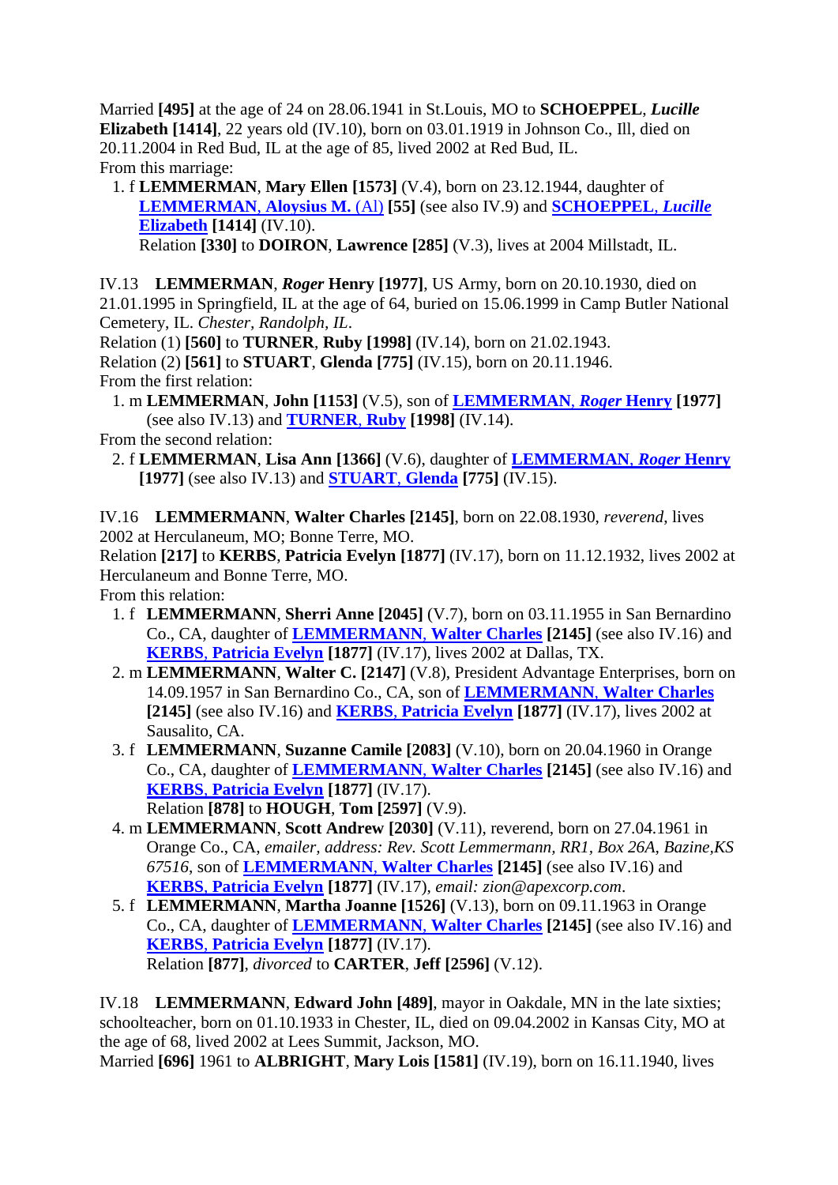Married **[495]** at the age of 24 on 28.06.1941 in St.Louis, MO to **SCHOEPPEL**, ***Lucille*** **Elizabeth [1414]**, 22 years old (IV.10), born on 03.01.1919 in Johnson Co., Ill, died on 20.11.2004 in Red Bud, IL at the age of 85, lived 2002 at Red Bud, IL.
From this marriage:

1. f **LEMMERMAN**, **Mary Ellen [1573]** (V.4), born on 23.12.1944, daughter of **LEMMERMAN, Aloysius M.** (Al) **[55]** (see also IV.9) and **SCHOEPPEL, *Lucille* Elizabeth [1414]** (IV.10).
   Relation **[330]** to **DOIRON**, **Lawrence [285]** (V.3), lives at 2004 Millstadt, IL.

IV.13 **LEMMERMAN**, ***Roger*** **Henry [1977]**, US Army, born on 20.10.1930, died on 21.01.1995 in Springfield, IL at the age of 64, buried on 15.06.1999 in Camp Butler National Cemetery, IL. *Chester, Randolph, IL*.
Relation (1) **[560]** to **TURNER**, **Ruby [1998]** (IV.14), born on 21.02.1943.
Relation (2) **[561]** to **STUART**, **Glenda [775]** (IV.15), born on 20.11.1946.
From the first relation:

1. m **LEMMERMAN**, **John [1153]** (V.5), son of **LEMMERMAN, *Roger* Henry [1977]** (see also IV.13) and **TURNER, Ruby [1998]** (IV.14).

From the second relation:

2. f **LEMMERMAN**, **Lisa Ann [1366]** (V.6), daughter of **LEMMERMAN, *Roger* Henry [1977]** (see also IV.13) and **STUART, Glenda [775]** (IV.15).

IV.16 **LEMMERMANN**, **Walter Charles [2145]**, born on 22.08.1930, *reverend*, lives 2002 at Herculaneum, MO; Bonne Terre, MO.
Relation **[217]** to **KERBS**, **Patricia Evelyn [1877]** (IV.17), born on 11.12.1932, lives 2002 at Herculaneum and Bonne Terre, MO.
From this relation:

1. f **LEMMERMANN**, **Sherri Anne [2045]** (V.7), born on 03.11.1955 in San Bernardino Co., CA, daughter of **LEMMERMANN, Walter Charles [2145]** (see also IV.16) and **KERBS, Patricia Evelyn [1877]** (IV.17), lives 2002 at Dallas, TX.
2. m **LEMMERMANN**, **Walter C. [2147]** (V.8), President Advantage Enterprises, born on 14.09.1957 in San Bernardino Co., CA, son of **LEMMERMANN, Walter Charles [2145]** (see also IV.16) and **KERBS, Patricia Evelyn [1877]** (IV.17), lives 2002 at Sausalito, CA.
3. f **LEMMERMANN**, **Suzanne Camile [2083]** (V.10), born on 20.04.1960 in Orange Co., CA, daughter of **LEMMERMANN, Walter Charles [2145]** (see also IV.16) and **KERBS, Patricia Evelyn [1877]** (IV.17).
   Relation **[878]** to **HOUGH**, **Tom [2597]** (V.9).
4. m **LEMMERMANN**, **Scott Andrew [2030]** (V.11), reverend, born on 27.04.1961 in Orange Co., CA, *emailer, address: Rev. Scott Lemmermann, RR1, Box 26A, Bazine,KS 67516*, son of **LEMMERMANN, Walter Charles [2145]** (see also IV.16) and **KERBS, Patricia Evelyn [1877]** (IV.17), *email: zion@apexcorp.com*.
5. f **LEMMERMANN**, **Martha Joanne [1526]** (V.13), born on 09.11.1963 in Orange Co., CA, daughter of **LEMMERMANN, Walter Charles [2145]** (see also IV.16) and **KERBS, Patricia Evelyn [1877]** (IV.17).
   Relation **[877]**, *divorced* to **CARTER**, **Jeff [2596]** (V.12).

IV.18 **LEMMERMANN**, **Edward John [489]**, mayor in Oakdale, MN in the late sixties; schoolteacher, born on 01.10.1933 in Chester, IL, died on 09.04.2002 in Kansas City, MO at the age of 68, lived 2002 at Lees Summit, Jackson, MO.
Married **[696]** 1961 to **ALBRIGHT**, **Mary Lois [1581]** (IV.19), born on 16.11.1940, lives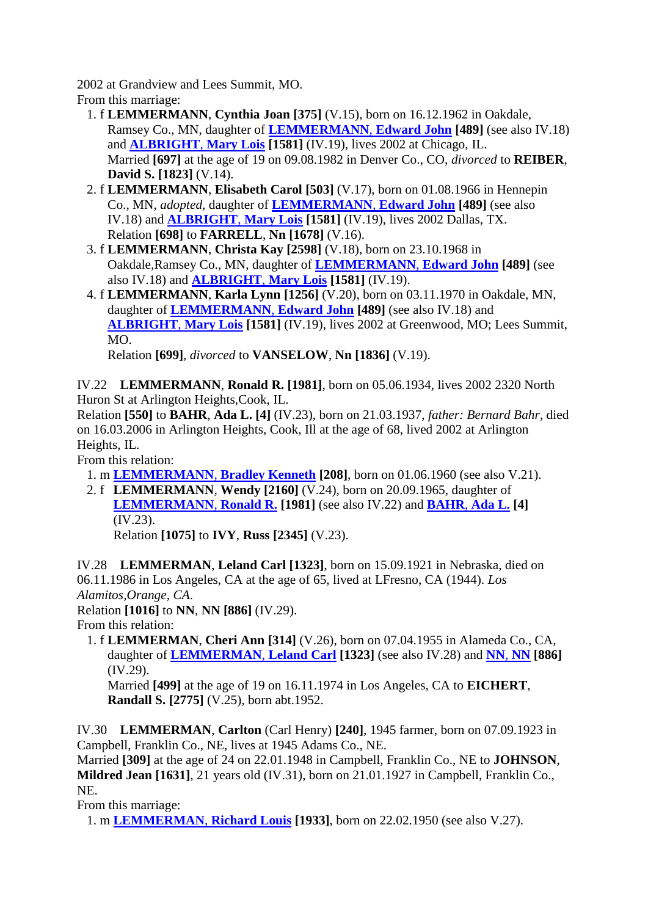2002 at Grandview and Lees Summit, MO.
From this marriage:

1. f **LEMMERMANN**, **Cynthia Joan [375]** (V.15), born on 16.12.1962 in Oakdale, Ramsey Co., MN, daughter of **LEMMERMANN, Edward John [489]** (see also IV.18) and **ALBRIGHT, Mary Lois [1581]** (IV.19), lives 2002 at Chicago, IL.
   Married **[697]** at the age of 19 on 09.08.1982 in Denver Co., CO, *divorced* to **REIBER**, **David S. [1823]** (V.14).
2. f **LEMMERMANN**, **Elisabeth Carol [503]** (V.17), born on 01.08.1966 in Hennepin Co., MN, *adopted*, daughter of **LEMMERMANN, Edward John [489]** (see also IV.18) and **ALBRIGHT, Mary Lois [1581]** (IV.19), lives 2002 Dallas, TX.
   Relation **[698]** to **FARRELL**, **Nn [1678]** (V.16).
3. f **LEMMERMANN**, **Christa Kay [2598]** (V.18), born on 23.10.1968 in Oakdale,Ramsey Co., MN, daughter of **LEMMERMANN, Edward John [489]** (see also IV.18) and **ALBRIGHT, Mary Lois [1581]** (IV.19).
4. f **LEMMERMANN**, **Karla Lynn [1256]** (V.20), born on 03.11.1970 in Oakdale, MN, daughter of **LEMMERMANN, Edward John [489]** (see also IV.18) and **ALBRIGHT, Mary Lois [1581]** (IV.19), lives 2002 at Greenwood, MO; Lees Summit, MO.
   Relation **[699]**, *divorced* to **VANSELOW**, **Nn [1836]** (V.19).

IV.22 **LEMMERMANN**, **Ronald R. [1981]**, born on 05.06.1934, lives 2002 2320 North Huron St at Arlington Heights,Cook, IL.
Relation **[550]** to **BAHR**, **Ada L. [4]** (IV.23), born on 21.03.1937, *father: Bernard Bahr*, died on 16.03.2006 in Arlington Heights, Cook, Ill at the age of 68, lived 2002 at Arlington Heights, IL.
From this relation:

1. m **LEMMERMANN, Bradley Kenneth [208]**, born on 01.06.1960 (see also V.21).
2. f **LEMMERMANN**, **Wendy [2160]** (V.24), born on 20.09.1965, daughter of **LEMMERMANN, Ronald R. [1981]** (see also IV.22) and **BAHR, Ada L. [4]** (IV.23).
   Relation **[1075]** to **IVY**, **Russ [2345]** (V.23).

IV.28 **LEMMERMAN**, **Leland Carl [1323]**, born on 15.09.1921 in Nebraska, died on 06.11.1986 in Los Angeles, CA at the age of 65, lived at LFresno, CA (1944). *Los Alamitos,Orange, CA.*
Relation **[1016]** to **NN**, **NN [886]** (IV.29).
From this relation:

1. f **LEMMERMAN**, **Cheri Ann [314]** (V.26), born on 07.04.1955 in Alameda Co., CA, daughter of **LEMMERMAN, Leland Carl [1323]** (see also IV.28) and **NN, NN [886]** (IV.29).
   Married **[499]** at the age of 19 on 16.11.1974 in Los Angeles, CA to **EICHERT**, **Randall S. [2775]** (V.25), born abt.1952.

IV.30 **LEMMERMAN**, **Carlton** (Carl Henry) **[240]**, 1945 farmer, born on 07.09.1923 in Campbell, Franklin Co., NE, lives at 1945 Adams Co., NE.
Married **[309]** at the age of 24 on 22.01.1948 in Campbell, Franklin Co., NE to **JOHNSON**, **Mildred Jean [1631]**, 21 years old (IV.31), born on 21.01.1927 in Campbell, Franklin Co., NE.
From this marriage:

1. m **LEMMERMAN, Richard Louis [1933]**, born on 22.02.1950 (see also V.27).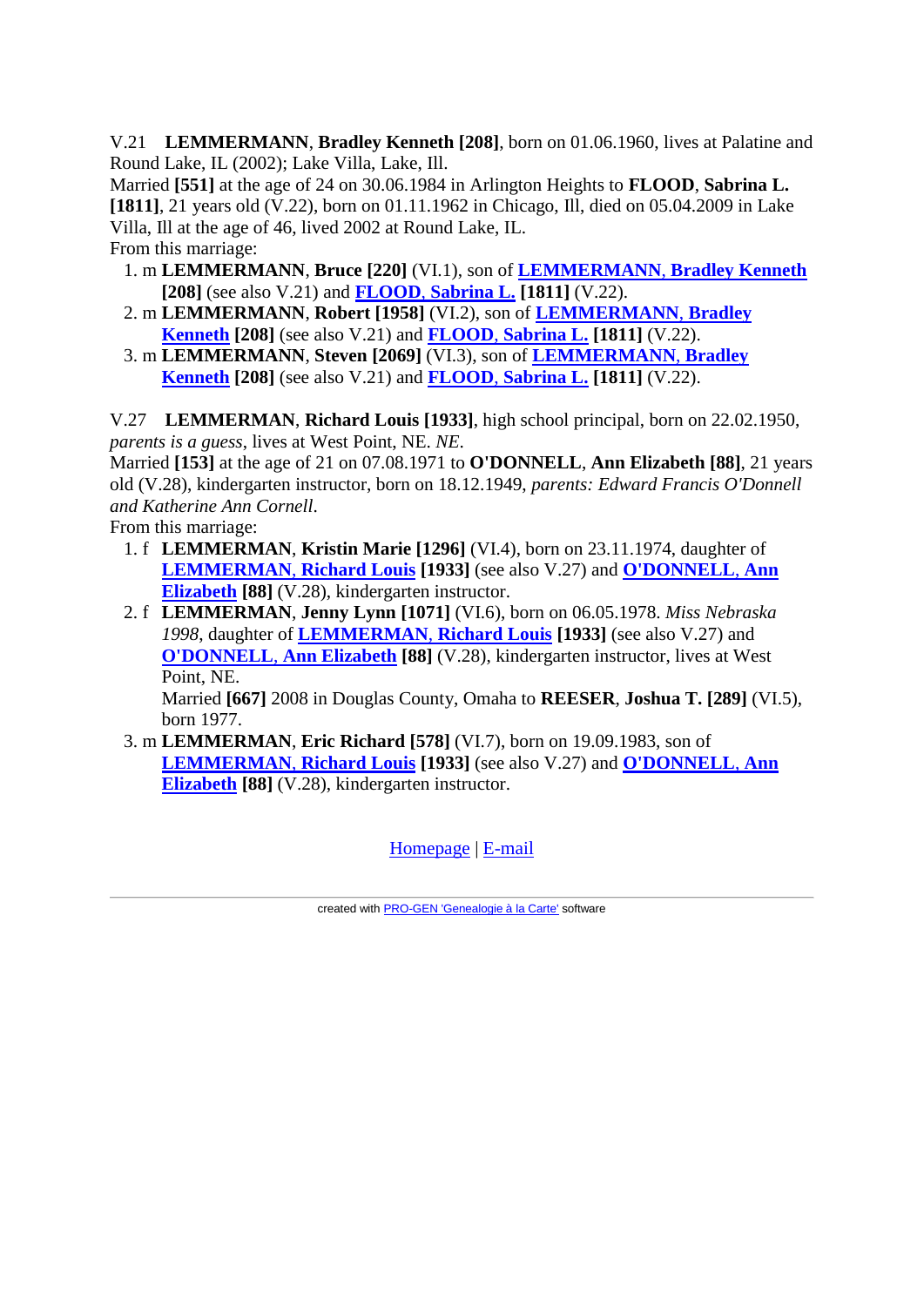V.21 **LEMMERMANN**, **Bradley Kenneth [208]**, born on 01.06.1960, lives at Palatine and Round Lake, IL (2002); Lake Villa, Lake, Ill.
Married **[551]** at the age of 24 on 30.06.1984 in Arlington Heights to **FLOOD**, **Sabrina L. [1811]**, 21 years old (V.22), born on 01.11.1962 in Chicago, Ill, died on 05.04.2009 in Lake Villa, Ill at the age of 46, lived 2002 at Round Lake, IL.
From this marriage:

1. m **LEMMERMANN**, **Bruce [220]** (VI.1), son of **LEMMERMANN, Bradley Kenneth [208]** (see also V.21) and **FLOOD, Sabrina L. [1811]** (V.22).
2. m **LEMMERMANN**, **Robert [1958]** (VI.2), son of **LEMMERMANN, Bradley Kenneth [208]** (see also V.21) and **FLOOD, Sabrina L. [1811]** (V.22).
3. m **LEMMERMANN**, **Steven [2069]** (VI.3), son of **LEMMERMANN, Bradley Kenneth [208]** (see also V.21) and **FLOOD, Sabrina L. [1811]** (V.22).

V.27 **LEMMERMAN**, **Richard Louis [1933]**, high school principal, born on 22.02.1950, *parents is a guess*, lives at West Point, NE. *NE*.
Married **[153]** at the age of 21 on 07.08.1971 to **O'DONNELL**, **Ann Elizabeth [88]**, 21 years old (V.28), kindergarten instructor, born on 18.12.1949, *parents: Edward Francis O'Donnell and Katherine Ann Cornell*.
From this marriage:

1. f **LEMMERMAN**, **Kristin Marie [1296]** (VI.4), born on 23.11.1974, daughter of **LEMMERMAN, Richard Louis [1933]** (see also V.27) and **O'DONNELL, Ann Elizabeth [88]** (V.28), kindergarten instructor.
2. f **LEMMERMAN**, **Jenny Lynn [1071]** (VI.6), born on 06.05.1978. *Miss Nebraska 1998*, daughter of **LEMMERMAN, Richard Louis [1933]** (see also V.27) and **O'DONNELL, Ann Elizabeth [88]** (V.28), kindergarten instructor, lives at West Point, NE.
   Married **[667]** 2008 in Douglas County, Omaha to **REESER**, **Joshua T. [289]** (VI.5), born 1977.
3. m **LEMMERMAN**, **Eric Richard [578]** (VI.7), born on 19.09.1983, son of **LEMMERMAN, Richard Louis [1933]** (see also V.27) and **O'DONNELL, Ann Elizabeth [88]** (V.28), kindergarten instructor.

Homepage | E-mail

created with PRO-GEN 'Genealogie à la Carte' software